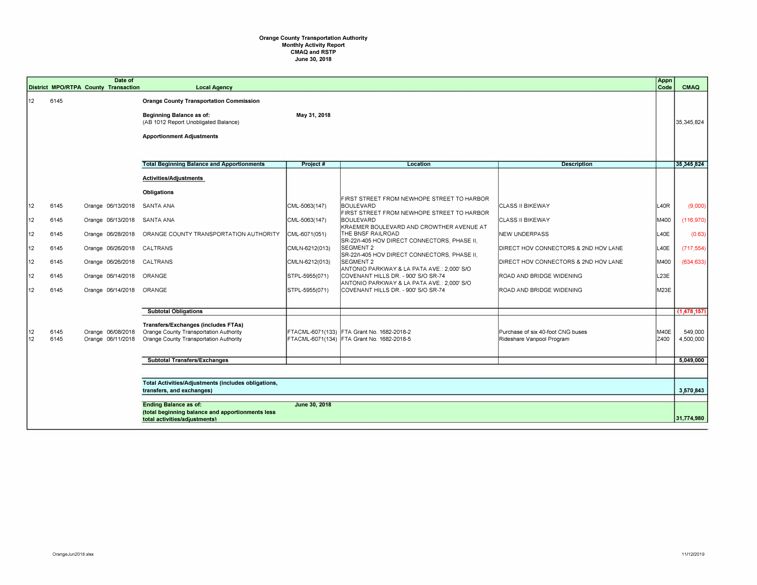**Orange County Transportation Authority**
**Monthly Activity Report**
**CMAQ and RSTP**
**June 30, 2018**

| District | MPO/RTPA | County | Date of Transaction | Local Agency | Project # | Location | Description | Appn Code | CMAQ |
|---|---|---|---|---|---|---|---|---|---|
| 12 | 6145 | | | **Orange County Transportation Commission** | | | | | |
| | | | | **Beginning Balance as of:** (AB 1012 Report Unobligated Balance) | **May 31, 2018** | | | | 35,345,824 |
| | | | | **Apportionment Adjustments** | | | | | |
| | | | | **Total Beginning Balance and Apportionments** | **Project #** | **Location** | **Description** | | **35,345,824** |
| | | | | **Activities/Adjustments** | | | | | |
| | | | | **Obligations** | | | | | |
| 12 | 6145 | Orange | 06/13/2018 | SANTA ANA | CML-5063(147) | FIRST STREET FROM NEWHOPE STREET TO HARBOR BOULEVARD | CLASS II BIKEWAY | L40R | (9,000) |
| 12 | 6145 | Orange | 06/13/2018 | SANTA ANA | CML-5063(147) | FIRST STREET FROM NEWHOPE STREET TO HARBOR BOULEVARD | CLASS II BIKEWAY | M400 | (116,970) |
| 12 | 6145 | Orange | 06/28/2018 | ORANGE COUNTY TRANSPORTATION AUTHORITY | CML-6071(051) | KRAEMER BOULEVARD AND CROWTHER AVENUE AT THE BNSF RAILROAD | NEW UNDERPASS | L40E | (0.63) |
| 12 | 6145 | Orange | 06/26/2018 | CALTRANS | CMLN-6212(013) | SR-22/I-405 HOV DIRECT CONNECTORS, PHASE II, SEGMENT 2 | DIRECT HOV CONNECTORS & 2ND HOV LANE | L40E | (717,554) |
| 12 | 6145 | Orange | 06/26/2018 | CALTRANS | CMLN-6212(013) | SR-22/I-405 HOV DIRECT CONNECTORS, PHASE II, SEGMENT 2 | DIRECT HOV CONNECTORS & 2ND HOV LANE | M400 | (634,633) |
| 12 | 6145 | Orange | 06/14/2018 | ORANGE | STPL-5955(071) | ANTONIO PARKWAY & LA PATA AVE.: 2,000' S/O COVENANT HILLS DR. - 900' S/O SR-74 | ROAD AND BRIDGE WIDENING | L23E | |
| 12 | 6145 | Orange | 06/14/2018 | ORANGE | STPL-5955(071) | ANTONIO PARKWAY & LA PATA AVE.: 2,000' S/O COVENANT HILLS DR. - 900' S/O SR-74 | ROAD AND BRIDGE WIDENING | M23E | |
| | | | | **Subtotal Obligations** | | | | | **(1,478,157)** |
| | | | | **Transfers/Exchanges (includes FTAs)** | | | | | |
| 12 | 6145 | Orange | 06/08/2018 | Orange County Transportation Authority | FTACML-6071(133) | FTA Grant No. 1682-2018-2 | Purchase of six 40-foot CNG buses | M40E | 549,000 |
| 12 | 6145 | Orange | 06/11/2018 | Orange County Transportation Authority | FTACML-6071(134) | FTA Grant No. 1682-2018-5 | Rideshare Vanpool Program | Z400 | 4,500,000 |
| | | | | **Subtotal Transfers/Exchanges** | | | | | **5,049,000** |
| | | | | **Total Activities/Adjustments (includes obligations, transfers, and exchanges)** | | | | | **3,570,843** |
| | | | | **Ending Balance as of:** (total beginning balance and apportionments less total activities/adjustments) | **June 30, 2018** | | | | **31,774,980** |

OrangeJun2018.xlsx 11/12/2019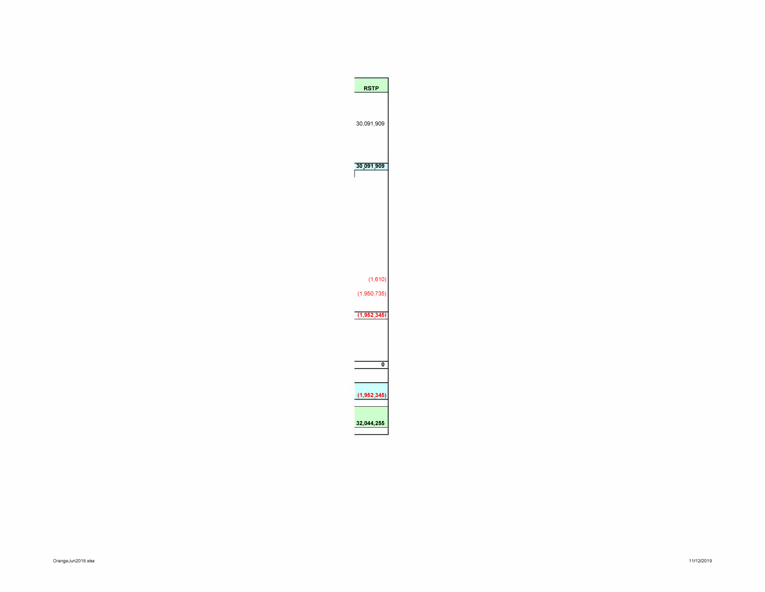| RSTP |
| --- |
| 30,091,909 |
| **30,091,909** |
| (1,610) |
| (1,950,735) |
| **(1,952,345)** |
| **0** |
| **(1,952,345)** |
| **32,044,255** |